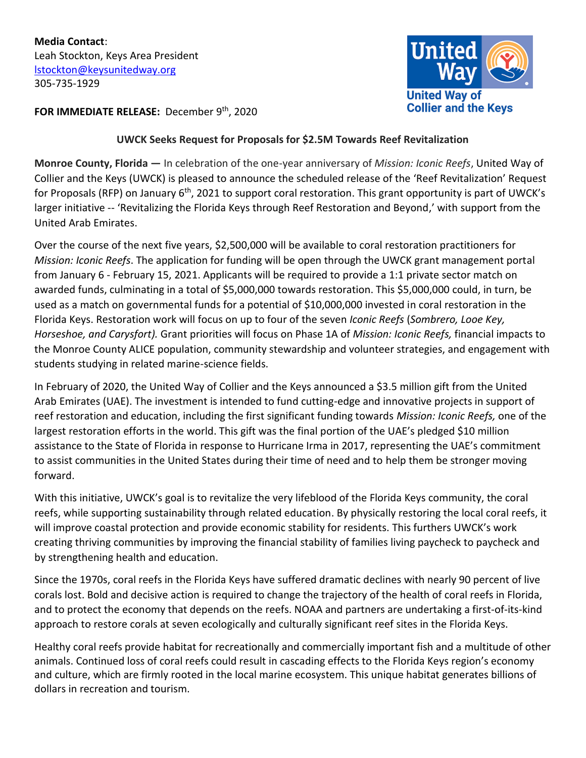**Media Contact**:
Leah Stockton, Keys Area President
lstockton@keysunitedway.org
305-735-1929

United Way
United Way of Collier and the Keys

**FOR IMMEDIATE RELEASE:** December 9th, 2020

**UWCK Seeks Request for Proposals for $2.5M Towards Reef Revitalization**

**Monroe County, Florida —** In celebration of the one-year anniversary of *Mission: Iconic Reefs*, United Way of Collier and the Keys (UWCK) is pleased to announce the scheduled release of the 'Reef Revitalization' Request for Proposals (RFP) on January 6th, 2021 to support coral restoration. This grant opportunity is part of UWCK's larger initiative -- 'Revitalizing the Florida Keys through Reef Restoration and Beyond,' with support from the United Arab Emirates.

Over the course of the next five years, $2,500,000 will be available to coral restoration practitioners for *Mission: Iconic Reefs*. The application for funding will be open through the UWCK grant management portal from January 6 - February 15, 2021. Applicants will be required to provide a 1:1 private sector match on awarded funds, culminating in a total of $5,000,000 towards restoration. This $5,000,000 could, in turn, be used as a match on governmental funds for a potential of $10,000,000 invested in coral restoration in the Florida Keys. Restoration work will focus on up to four of the seven *Iconic Reefs* (*Sombrero, Looe Key, Horseshoe, and Carysfort).* Grant priorities will focus on Phase 1A of *Mission: Iconic Reefs,* financial impacts to the Monroe County ALICE population, community stewardship and volunteer strategies, and engagement with students studying in related marine-science fields.

In February of 2020, the United Way of Collier and the Keys announced a $3.5 million gift from the United Arab Emirates (UAE). The investment is intended to fund cutting-edge and innovative projects in support of reef restoration and education, including the first significant funding towards *Mission: Iconic Reefs,* one of the largest restoration efforts in the world. This gift was the final portion of the UAE's pledged $10 million assistance to the State of Florida in response to Hurricane Irma in 2017, representing the UAE's commitment to assist communities in the United States during their time of need and to help them be stronger moving forward.

With this initiative, UWCK's goal is to revitalize the very lifeblood of the Florida Keys community, the coral reefs, while supporting sustainability through related education. By physically restoring the local coral reefs, it will improve coastal protection and provide economic stability for residents. This furthers UWCK's work creating thriving communities by improving the financial stability of families living paycheck to paycheck and by strengthening health and education.

Since the 1970s, coral reefs in the Florida Keys have suffered dramatic declines with nearly 90 percent of live corals lost. Bold and decisive action is required to change the trajectory of the health of coral reefs in Florida, and to protect the economy that depends on the reefs. NOAA and partners are undertaking a first-of-its-kind approach to restore corals at seven ecologically and culturally significant reef sites in the Florida Keys.

Healthy coral reefs provide habitat for recreationally and commercially important fish and a multitude of other animals. Continued loss of coral reefs could result in cascading effects to the Florida Keys region's economy and culture, which are firmly rooted in the local marine ecosystem. This unique habitat generates billions of dollars in recreation and tourism.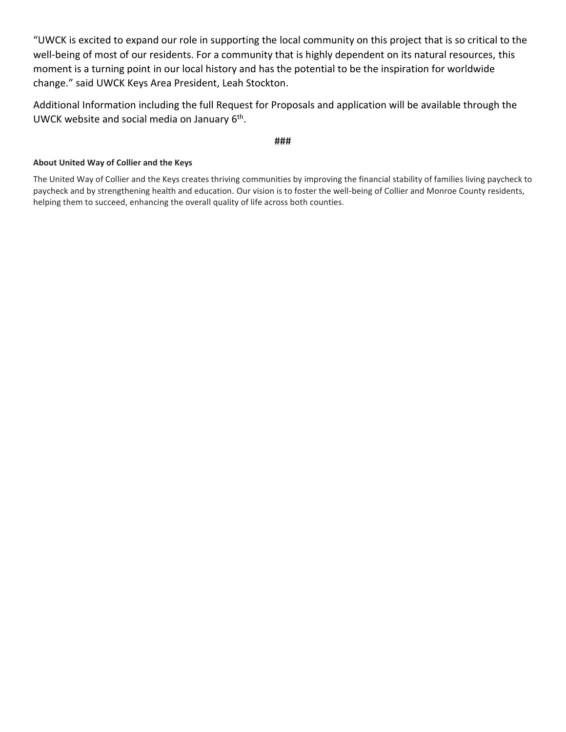"UWCK is excited to expand our role in supporting the local community on this project that is so critical to the well-being of most of our residents. For a community that is highly dependent on its natural resources, this moment is a turning point in our local history and has the potential to be the inspiration for worldwide change." said UWCK Keys Area President, Leah Stockton.

Additional Information including the full Request for Proposals and application will be available through the UWCK website and social media on January 6th.

**###**

**About United Way of Collier and the Keys**

The United Way of Collier and the Keys creates thriving communities by improving the financial stability of families living paycheck to paycheck and by strengthening health and education. Our vision is to foster the well-being of Collier and Monroe County residents, helping them to succeed, enhancing the overall quality of life across both counties.